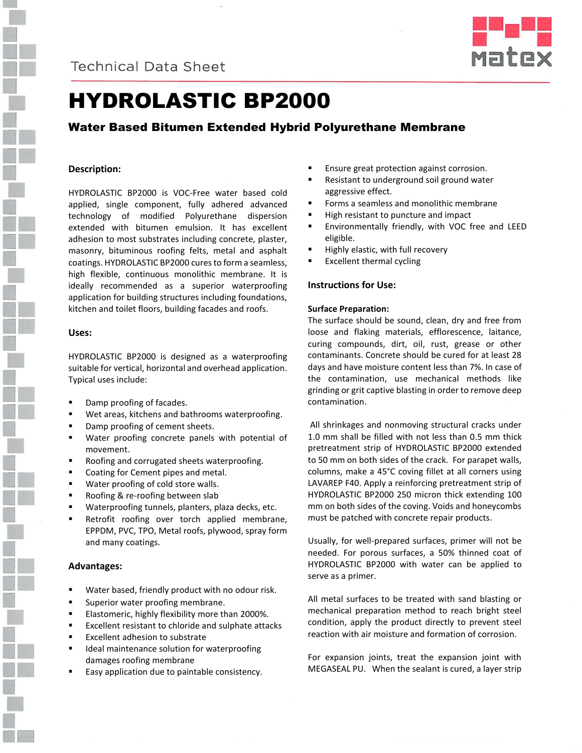Technical Data Sheet

# HYDROLASTIC BP2000

## Water Based Bitumen Extended Hybrid Polyurethane Membrane

### Description:

HYDROLASTIC BP2000 is VOC-Free water based cold applied, single component, fully adhered advanced technology of modified Polyurethane dispersion extended with bitumen emulsion. It has excellent adhesion to most substrates including concrete, plaster, masonry, bituminous roofing felts, metal and asphalt coatings. HYDROLASTIC BP2000 cures to form a seamless, high flexible, continuous monolithic membrane. It is ideally recommended as a superior waterproofing application for building structures including foundations, kitchen and toilet floors, building facades and roofs.

### Uses:

HYDROLASTIC BP2000 is designed as a waterproofing suitable for vertical, horizontal and overhead application. Typical uses include:

- Damp proofing of facades.
- Wet areas, kitchens and bathrooms waterproofing.
- Damp proofing of cement sheets.
- Water proofing concrete panels with potential of movement.
- Roofing and corrugated sheets waterproofing.
- Coating for Cement pipes and metal.
- Water proofing of cold store walls.
- Roofing & re-roofing between slab
- Waterproofing tunnels, planters, plaza decks, etc.
- Retrofit roofing over torch applied membrane, EPPDM, PVC, TPO, Metal roofs, plywood, spray form and many coatings.

### Advantages:

- Water based, friendly product with no odour risk.
- Superior water proofing membrane.
- Elastomeric, highly flexibility more than 2000%.
- Excellent resistant to chloride and sulphate attacks
- Excellent adhesion to substrate
- Ideal maintenance solution for waterproofing damages roofing membrane
- Easy application due to paintable consistency.
- Ensure great protection against corrosion.
- Resistant to underground soil ground water aggressive effect.
- Forms a seamless and monolithic membrane
- High resistant to puncture and impact
- Environmentally friendly, with VOC free and LEED eligible.
- Highly elastic, with full recovery
- Excellent thermal cycling

### Instructions for Use:

**Surface Preparation:**

The surface should be sound, clean, dry and free from loose and flaking materials, efflorescence, laitance, curing compounds, dirt, oil, rust, grease or other contaminants. Concrete should be cured for at least 28 days and have moisture content less than 7%. In case of the contamination, use mechanical methods like grinding or grit captive blasting in order to remove deep contamination.

All shrinkages and nonmoving structural cracks under 1.0 mm shall be filled with not less than 0.5 mm thick pretreatment strip of HYDROLASTIC BP2000 extended to 50 mm on both sides of the crack. For parapet walls, columns, make a 45°C coving fillet at all corners using LAVAREP F40. Apply a reinforcing pretreatment strip of HYDROLASTIC BP2000 250 micron thick extending 100 mm on both sides of the coving. Voids and honeycombs must be patched with concrete repair products.

Usually, for well-prepared surfaces, primer will not be needed. For porous surfaces, a 50% thinned coat of HYDROLASTIC BP2000 with water can be applied to serve as a primer.

All metal surfaces to be treated with sand blasting or mechanical preparation method to reach bright steel condition, apply the product directly to prevent steel reaction with air moisture and formation of corrosion.

For expansion joints, treat the expansion joint with MEGASEAL PU. When the sealant is cured, a layer strip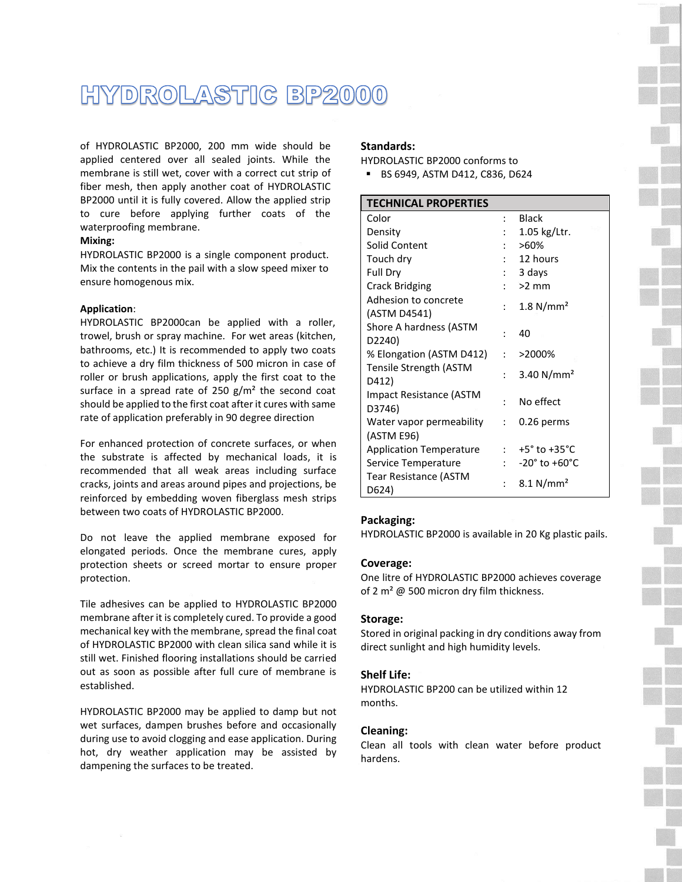# HYDROLASTIC BP2000

of HYDROLASTIC BP2000, 200 mm wide should be applied centered over all sealed joints. While the membrane is still wet, cover with a correct cut strip of fiber mesh, then apply another coat of HYDROLASTIC BP2000 until it is fully covered. Allow the applied strip to cure before applying further coats of the waterproofing membrane.

**Mixing:**

HYDROLASTIC BP2000 is a single component product. Mix the contents in the pail with a slow speed mixer to ensure homogenous mix.

**Application**:

HYDROLASTIC BP2000can be applied with a roller, trowel, brush or spray machine. For wet areas (kitchen, bathrooms, etc.) It is recommended to apply two coats to achieve a dry film thickness of 500 micron in case of roller or brush applications, apply the first coat to the surface in a spread rate of 250 g/m² the second coat should be applied to the first coat after it cures with same rate of application preferably in 90 degree direction

For enhanced protection of concrete surfaces, or when the substrate is affected by mechanical loads, it is recommended that all weak areas including surface cracks, joints and areas around pipes and projections, be reinforced by embedding woven fiberglass mesh strips between two coats of HYDROLASTIC BP2000.

Do not leave the applied membrane exposed for elongated periods. Once the membrane cures, apply protection sheets or screed mortar to ensure proper protection.

Tile adhesives can be applied to HYDROLASTIC BP2000 membrane after it is completely cured. To provide a good mechanical key with the membrane, spread the final coat of HYDROLASTIC BP2000 with clean silica sand while it is still wet. Finished flooring installations should be carried out as soon as possible after full cure of membrane is established.

HYDROLASTIC BP2000 may be applied to damp but not wet surfaces, dampen brushes before and occasionally during use to avoid clogging and ease application. During hot, dry weather application may be assisted by dampening the surfaces to be treated.

**Standards:**

HYDROLASTIC BP2000 conforms to

- BS 6949, ASTM D412, C836, D624

| TECHNICAL PROPERTIES | | |
|---|---|---|
| Color | : | Black |
| Density | : | 1.05 kg/Ltr. |
| Solid Content | : | >60% |
| Touch dry | : | 12 hours |
| Full Dry | : | 3 days |
| Crack Bridging | : | >2 mm |
| Adhesion to concrete (ASTM D4541) | : | 1.8 N/mm² |
| Shore A hardness (ASTM D2240) | : | 40 |
| % Elongation (ASTM D412) | : | >2000% |
| Tensile Strength (ASTM D412) | : | 3.40 N/mm² |
| Impact Resistance (ASTM D3746) | : | No effect |
| Water vapor permeability (ASTM E96) | : | 0.26 perms |
| Application Temperature | : | +5° to +35°C |
| Service Temperature | : | -20° to +60°C |
| Tear Resistance (ASTM D624) | : | 8.1 N/mm² |

**Packaging:**

HYDROLASTIC BP2000 is available in 20 Kg plastic pails.

**Coverage:**

One litre of HYDROLASTIC BP2000 achieves coverage of 2 m² @ 500 micron dry film thickness.

**Storage:**

Stored in original packing in dry conditions away from direct sunlight and high humidity levels.

**Shelf Life:**

HYDROLASTIC BP200 can be utilized within 12 months.

**Cleaning:**

Clean all tools with clean water before product hardens.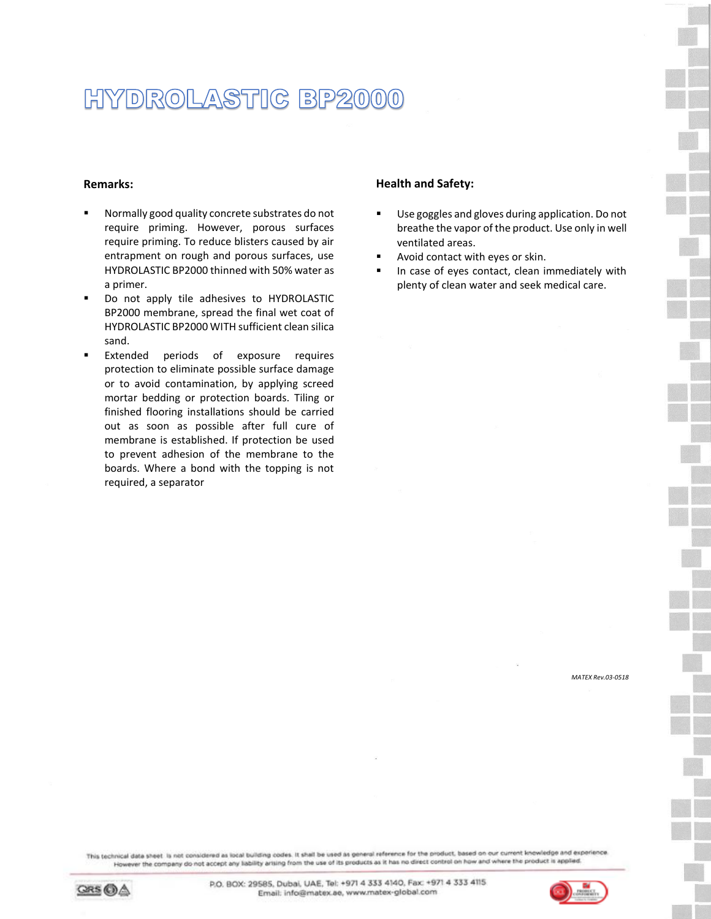// HYDROLASTIC BP2000

**Remarks:**

- Normally good quality concrete substrates do not require priming. However, porous surfaces require priming. To reduce blisters caused by air entrapment on rough and porous surfaces, use HYDROLASTIC BP2000 thinned with 50% water as a primer.
- Do not apply tile adhesives to HYDROLASTIC BP2000 membrane, spread the final wet coat of HYDROLASTIC BP2000 WITH sufficient clean silica sand.
- Extended periods of exposure requires protection to eliminate possible surface damage or to avoid contamination, by applying screed mortar bedding or protection boards. Tiling or finished flooring installations should be carried out as soon as possible after full cure of membrane is established. If protection be used to prevent adhesion of the membrane to the boards. Where a bond with the topping is not required, a separator

**Health and Safety:**

- Use goggles and gloves during application. Do not breathe the vapor of the product. Use only in well ventilated areas.
- Avoid contact with eyes or skin.
- In case of eyes contact, clean immediately with plenty of clean water and seek medical care.

*MATEX Rev.03-0518*

This technical data sheet is not considered as local building codes. It shall be used as general reference for the product, based on our current knowledge and experience. However the company do not accept any liability arising from the use of its products as it has no direct control on how and where the product is applied.

P.O. BOX: 29585, Dubai, UAE, Tel: +971 4 333 4140, Fax: +971 4 333 4115
Email: info@matex.ae, www.matex-global.com